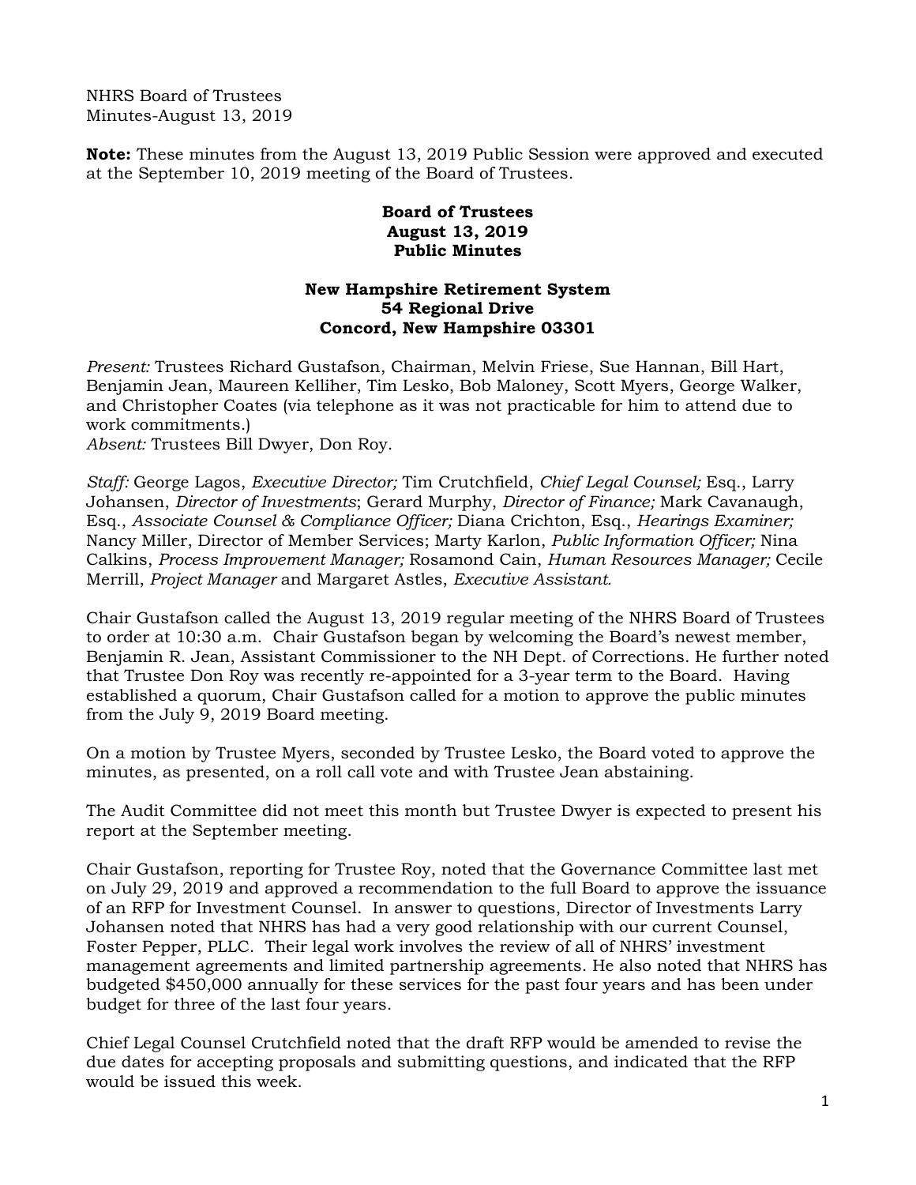NHRS Board of Trustees
Minutes-August 13, 2019

**Note:** These minutes from the August 13, 2019 Public Session were approved and executed at the September 10, 2019 meeting of the Board of Trustees.

**Board of Trustees**
**August 13, 2019**
**Public Minutes**

**New Hampshire Retirement System**
**54 Regional Drive**
**Concord, New Hampshire 03301**

*Present:* Trustees Richard Gustafson, Chairman, Melvin Friese, Sue Hannan, Bill Hart, Benjamin Jean, Maureen Kelliher, Tim Lesko, Bob Maloney, Scott Myers, George Walker, and Christopher Coates (via telephone as it was not practicable for him to attend due to work commitments.)
*Absent:* Trustees Bill Dwyer, Don Roy.

*Staff:* George Lagos, *Executive Director;* Tim Crutchfield, *Chief Legal Counsel;* Esq., Larry Johansen, *Director of Investments*; Gerard Murphy, *Director of Finance;* Mark Cavanaugh, Esq., *Associate Counsel & Compliance Officer;* Diana Crichton, Esq., *Hearings Examiner;* Nancy Miller, Director of Member Services; Marty Karlon, *Public Information Officer;* Nina Calkins, *Process Improvement Manager;* Rosamond Cain, *Human Resources Manager;* Cecile Merrill, *Project Manager* and Margaret Astles, *Executive Assistant.*

Chair Gustafson called the August 13, 2019 regular meeting of the NHRS Board of Trustees to order at 10:30 a.m. Chair Gustafson began by welcoming the Board's newest member, Benjamin R. Jean, Assistant Commissioner to the NH Dept. of Corrections. He further noted that Trustee Don Roy was recently re-appointed for a 3-year term to the Board. Having established a quorum, Chair Gustafson called for a motion to approve the public minutes from the July 9, 2019 Board meeting.

On a motion by Trustee Myers, seconded by Trustee Lesko, the Board voted to approve the minutes, as presented, on a roll call vote and with Trustee Jean abstaining.

The Audit Committee did not meet this month but Trustee Dwyer is expected to present his report at the September meeting.

Chair Gustafson, reporting for Trustee Roy, noted that the Governance Committee last met on July 29, 2019 and approved a recommendation to the full Board to approve the issuance of an RFP for Investment Counsel. In answer to questions, Director of Investments Larry Johansen noted that NHRS has had a very good relationship with our current Counsel, Foster Pepper, PLLC. Their legal work involves the review of all of NHRS' investment management agreements and limited partnership agreements. He also noted that NHRS has budgeted $450,000 annually for these services for the past four years and has been under budget for three of the last four years.

Chief Legal Counsel Crutchfield noted that the draft RFP would be amended to revise the due dates for accepting proposals and submitting questions, and indicated that the RFP would be issued this week.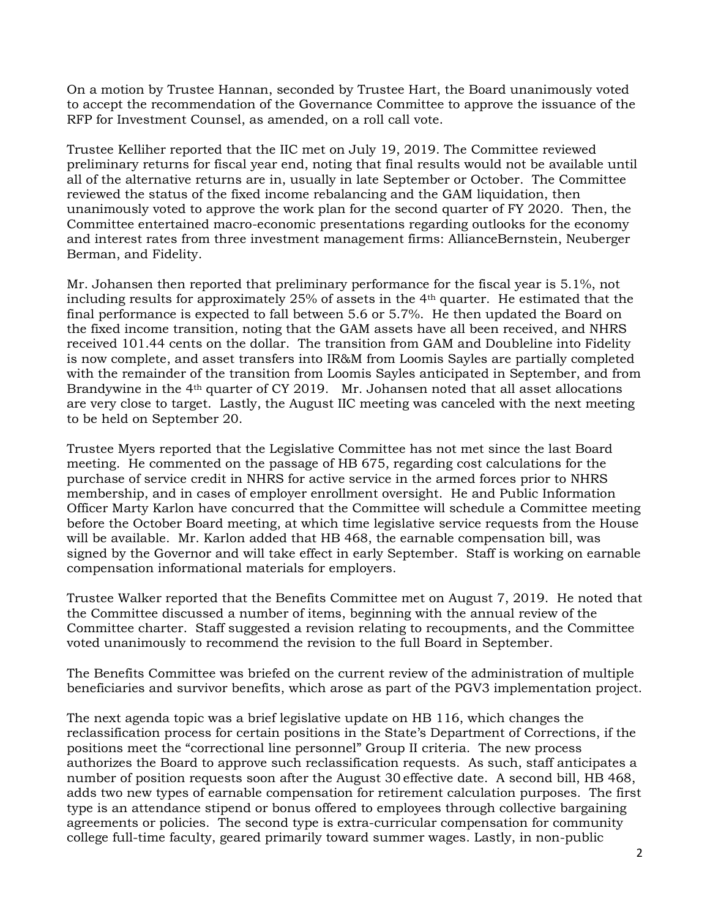On a motion by Trustee Hannan, seconded by Trustee Hart, the Board unanimously voted to accept the recommendation of the Governance Committee to approve the issuance of the RFP for Investment Counsel, as amended, on a roll call vote.

Trustee Kelliher reported that the IIC met on July 19, 2019. The Committee reviewed preliminary returns for fiscal year end, noting that final results would not be available until all of the alternative returns are in, usually in late September or October. The Committee reviewed the status of the fixed income rebalancing and the GAM liquidation, then unanimously voted to approve the work plan for the second quarter of FY 2020. Then, the Committee entertained macro-economic presentations regarding outlooks for the economy and interest rates from three investment management firms: AllianceBernstein, Neuberger Berman, and Fidelity.

Mr. Johansen then reported that preliminary performance for the fiscal year is 5.1%, not including results for approximately 25% of assets in the 4th quarter. He estimated that the final performance is expected to fall between 5.6 or 5.7%. He then updated the Board on the fixed income transition, noting that the GAM assets have all been received, and NHRS received 101.44 cents on the dollar. The transition from GAM and Doubleline into Fidelity is now complete, and asset transfers into IR&M from Loomis Sayles are partially completed with the remainder of the transition from Loomis Sayles anticipated in September, and from Brandywine in the 4th quarter of CY 2019. Mr. Johansen noted that all asset allocations are very close to target. Lastly, the August IIC meeting was canceled with the next meeting to be held on September 20.

Trustee Myers reported that the Legislative Committee has not met since the last Board meeting. He commented on the passage of HB 675, regarding cost calculations for the purchase of service credit in NHRS for active service in the armed forces prior to NHRS membership, and in cases of employer enrollment oversight. He and Public Information Officer Marty Karlon have concurred that the Committee will schedule a Committee meeting before the October Board meeting, at which time legislative service requests from the House will be available. Mr. Karlon added that HB 468, the earnable compensation bill, was signed by the Governor and will take effect in early September. Staff is working on earnable compensation informational materials for employers.

Trustee Walker reported that the Benefits Committee met on August 7, 2019. He noted that the Committee discussed a number of items, beginning with the annual review of the Committee charter. Staff suggested a revision relating to recoupments, and the Committee voted unanimously to recommend the revision to the full Board in September.

The Benefits Committee was briefed on the current review of the administration of multiple beneficiaries and survivor benefits, which arose as part of the PGV3 implementation project.

The next agenda topic was a brief legislative update on HB 116, which changes the reclassification process for certain positions in the State's Department of Corrections, if the positions meet the "correctional line personnel" Group II criteria. The new process authorizes the Board to approve such reclassification requests. As such, staff anticipates a number of position requests soon after the August 30 effective date. A second bill, HB 468, adds two new types of earnable compensation for retirement calculation purposes. The first type is an attendance stipend or bonus offered to employees through collective bargaining agreements or policies. The second type is extra-curricular compensation for community college full-time faculty, geared primarily toward summer wages. Lastly, in non-public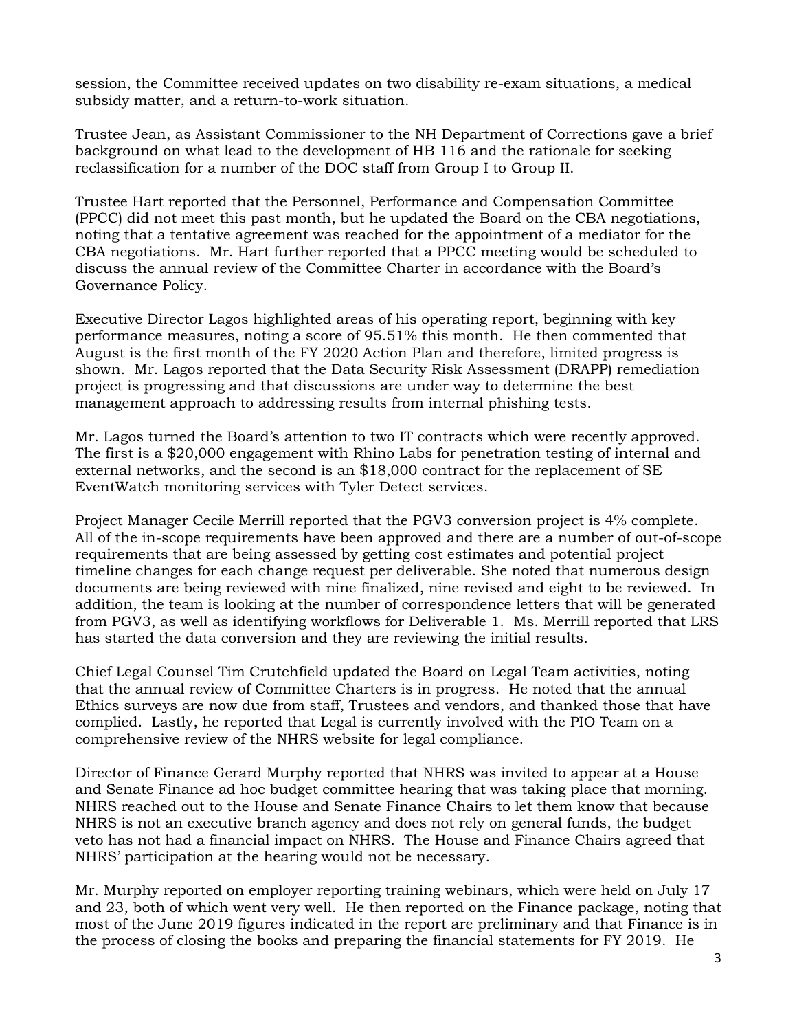session, the Committee received updates on two disability re-exam situations, a medical subsidy matter, and a return-to-work situation.

Trustee Jean, as Assistant Commissioner to the NH Department of Corrections gave a brief background on what lead to the development of HB 116 and the rationale for seeking reclassification for a number of the DOC staff from Group I to Group II.

Trustee Hart reported that the Personnel, Performance and Compensation Committee (PPCC) did not meet this past month, but he updated the Board on the CBA negotiations, noting that a tentative agreement was reached for the appointment of a mediator for the CBA negotiations. Mr. Hart further reported that a PPCC meeting would be scheduled to discuss the annual review of the Committee Charter in accordance with the Board's Governance Policy.

Executive Director Lagos highlighted areas of his operating report, beginning with key performance measures, noting a score of 95.51% this month. He then commented that August is the first month of the FY 2020 Action Plan and therefore, limited progress is shown. Mr. Lagos reported that the Data Security Risk Assessment (DRAPP) remediation project is progressing and that discussions are under way to determine the best management approach to addressing results from internal phishing tests.

Mr. Lagos turned the Board's attention to two IT contracts which were recently approved. The first is a $20,000 engagement with Rhino Labs for penetration testing of internal and external networks, and the second is an $18,000 contract for the replacement of SE EventWatch monitoring services with Tyler Detect services.

Project Manager Cecile Merrill reported that the PGV3 conversion project is 4% complete. All of the in-scope requirements have been approved and there are a number of out-of-scope requirements that are being assessed by getting cost estimates and potential project timeline changes for each change request per deliverable. She noted that numerous design documents are being reviewed with nine finalized, nine revised and eight to be reviewed. In addition, the team is looking at the number of correspondence letters that will be generated from PGV3, as well as identifying workflows for Deliverable 1. Ms. Merrill reported that LRS has started the data conversion and they are reviewing the initial results.

Chief Legal Counsel Tim Crutchfield updated the Board on Legal Team activities, noting that the annual review of Committee Charters is in progress. He noted that the annual Ethics surveys are now due from staff, Trustees and vendors, and thanked those that have complied. Lastly, he reported that Legal is currently involved with the PIO Team on a comprehensive review of the NHRS website for legal compliance.

Director of Finance Gerard Murphy reported that NHRS was invited to appear at a House and Senate Finance ad hoc budget committee hearing that was taking place that morning. NHRS reached out to the House and Senate Finance Chairs to let them know that because NHRS is not an executive branch agency and does not rely on general funds, the budget veto has not had a financial impact on NHRS. The House and Finance Chairs agreed that NHRS' participation at the hearing would not be necessary.

Mr. Murphy reported on employer reporting training webinars, which were held on July 17 and 23, both of which went very well. He then reported on the Finance package, noting that most of the June 2019 figures indicated in the report are preliminary and that Finance is in the process of closing the books and preparing the financial statements for FY 2019. He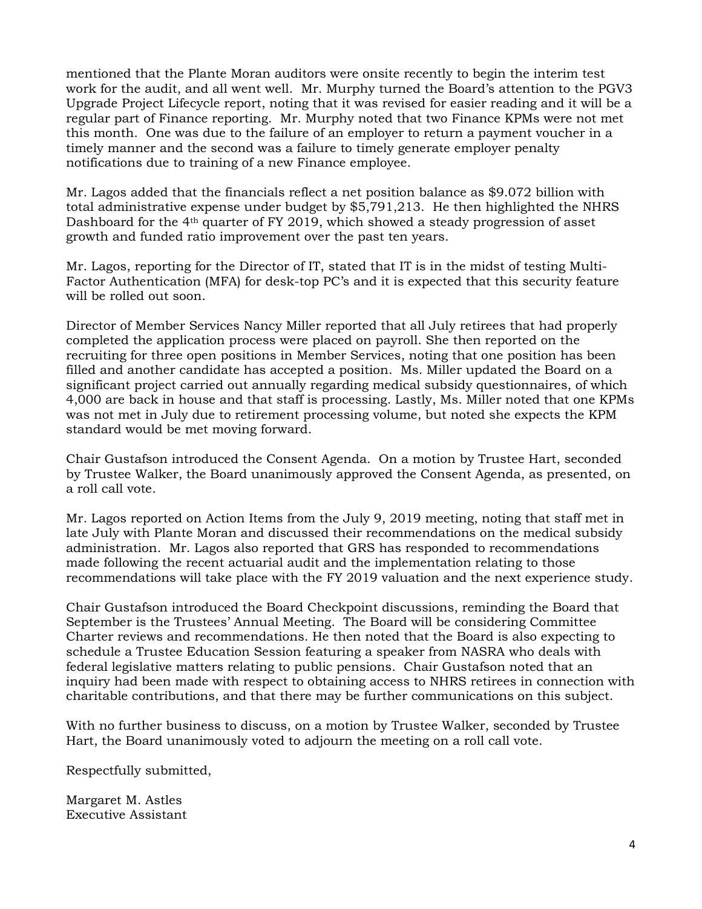mentioned that the Plante Moran auditors were onsite recently to begin the interim test work for the audit, and all went well. Mr. Murphy turned the Board's attention to the PGV3 Upgrade Project Lifecycle report, noting that it was revised for easier reading and it will be a regular part of Finance reporting. Mr. Murphy noted that two Finance KPMs were not met this month. One was due to the failure of an employer to return a payment voucher in a timely manner and the second was a failure to timely generate employer penalty notifications due to training of a new Finance employee.

Mr. Lagos added that the financials reflect a net position balance as $9.072 billion with total administrative expense under budget by $5,791,213. He then highlighted the NHRS Dashboard for the 4th quarter of FY 2019, which showed a steady progression of asset growth and funded ratio improvement over the past ten years.

Mr. Lagos, reporting for the Director of IT, stated that IT is in the midst of testing Multi-Factor Authentication (MFA) for desk-top PC's and it is expected that this security feature will be rolled out soon.

Director of Member Services Nancy Miller reported that all July retirees that had properly completed the application process were placed on payroll. She then reported on the recruiting for three open positions in Member Services, noting that one position has been filled and another candidate has accepted a position. Ms. Miller updated the Board on a significant project carried out annually regarding medical subsidy questionnaires, of which 4,000 are back in house and that staff is processing. Lastly, Ms. Miller noted that one KPMs was not met in July due to retirement processing volume, but noted she expects the KPM standard would be met moving forward.

Chair Gustafson introduced the Consent Agenda. On a motion by Trustee Hart, seconded by Trustee Walker, the Board unanimously approved the Consent Agenda, as presented, on a roll call vote.

Mr. Lagos reported on Action Items from the July 9, 2019 meeting, noting that staff met in late July with Plante Moran and discussed their recommendations on the medical subsidy administration. Mr. Lagos also reported that GRS has responded to recommendations made following the recent actuarial audit and the implementation relating to those recommendations will take place with the FY 2019 valuation and the next experience study.

Chair Gustafson introduced the Board Checkpoint discussions, reminding the Board that September is the Trustees' Annual Meeting. The Board will be considering Committee Charter reviews and recommendations. He then noted that the Board is also expecting to schedule a Trustee Education Session featuring a speaker from NASRA who deals with federal legislative matters relating to public pensions. Chair Gustafson noted that an inquiry had been made with respect to obtaining access to NHRS retirees in connection with charitable contributions, and that there may be further communications on this subject.

With no further business to discuss, on a motion by Trustee Walker, seconded by Trustee Hart, the Board unanimously voted to adjourn the meeting on a roll call vote.

Respectfully submitted,

Margaret M. Astles
Executive Assistant